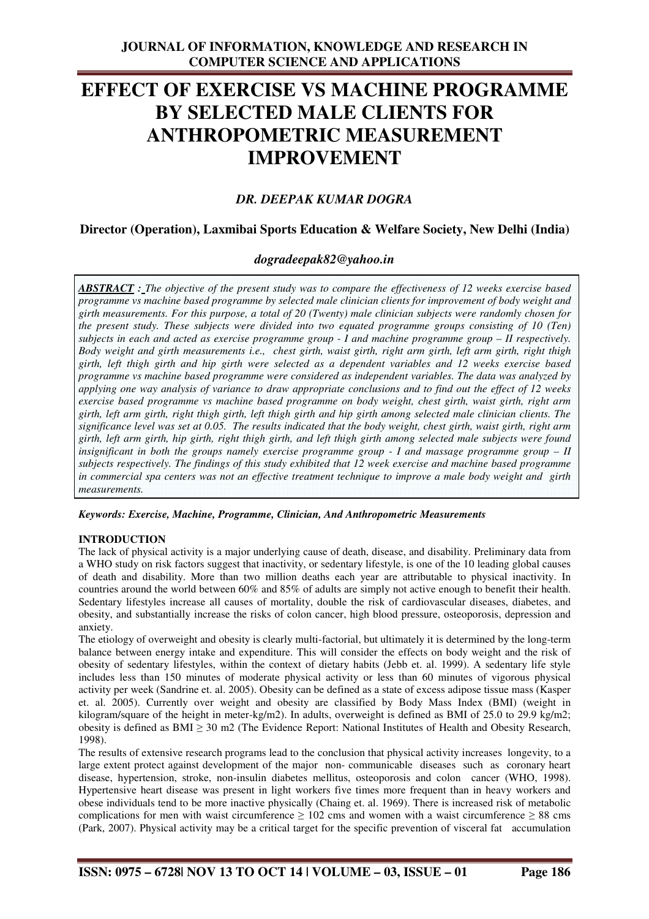# EFFECT OF EXERCISE VS MACHINE PROGRAMME BY SELECTED MALE CLIENTS FOR ANTHROPOMETRIC MEASUREMENT IMPROVEMENT

### *DR. DEEPAK KUMAR DOGRA*

**Director (Operation), Laxmibai Sports Education & Welfare Society, New Delhi (India)**

***dogradeepak82@yahoo.in***

***ABSTRACT :*** *The objective of the present study was to compare the effectiveness of 12 weeks exercise based programme vs machine based programme by selected male clinician clients for improvement of body weight and girth measurements. For this purpose, a total of 20 (Twenty) male clinician subjects were randomly chosen for the present study. These subjects were divided into two equated programme groups consisting of 10 (Ten) subjects in each and acted as exercise programme group - I and machine programme group – II respectively. Body weight and girth measurements i.e., chest girth, waist girth, right arm girth, left arm girth, right thigh girth, left thigh girth and hip girth were selected as a dependent variables and 12 weeks exercise based programme vs machine based programme were considered as independent variables. The data was analyzed by applying one way analysis of variance to draw appropriate conclusions and to find out the effect of 12 weeks exercise based programme vs machine based programme on body weight, chest girth, waist girth, right arm girth, left arm girth, right thigh girth, left thigh girth and hip girth among selected male clinician clients. The significance level was set at 0.05. The results indicated that the body weight, chest girth, waist girth, right arm girth, left arm girth, hip girth, right thigh girth, and left thigh girth among selected male subjects were found insignificant in both the groups namely exercise programme group - I and massage programme group – II subjects respectively. The findings of this study exhibited that 12 week exercise and machine based programme in commercial spa centers was not an effective treatment technique to improve a male body weight and girth measurements.*

***Keywords: Exercise, Machine, Programme, Clinician, And Anthropometric Measurements***

## INTRODUCTION

The lack of physical activity is a major underlying cause of death, disease, and disability. Preliminary data from a WHO study on risk factors suggest that inactivity, or sedentary lifestyle, is one of the 10 leading global causes of death and disability. More than two million deaths each year are attributable to physical inactivity. In countries around the world between 60% and 85% of adults are simply not active enough to benefit their health. Sedentary lifestyles increase all causes of mortality, double the risk of cardiovascular diseases, diabetes, and obesity, and substantially increase the risks of colon cancer, high blood pressure, osteoporosis, depression and anxiety.

The etiology of overweight and obesity is clearly multi-factorial, but ultimately it is determined by the long-term balance between energy intake and expenditure. This will consider the effects on body weight and the risk of obesity of sedentary lifestyles, within the context of dietary habits (Jebb et. al. 1999). A sedentary life style includes less than 150 minutes of moderate physical activity or less than 60 minutes of vigorous physical activity per week (Sandrine et. al. 2005). Obesity can be defined as a state of excess adipose tissue mass (Kasper et. al. 2005). Currently over weight and obesity are classified by Body Mass Index (BMI) (weight in kilogram/square of the height in meter-kg/m2). In adults, overweight is defined as BMI of 25.0 to 29.9 kg/m2; obesity is defined as BMI ≥ 30 m2 (The Evidence Report: National Institutes of Health and Obesity Research, 1998).

The results of extensive research programs lead to the conclusion that physical activity increases longevity, to a large extent protect against development of the major non- communicable diseases such as coronary heart disease, hypertension, stroke, non-insulin diabetes mellitus, osteoporosis and colon cancer (WHO, 1998). Hypertensive heart disease was present in light workers five times more frequent than in heavy workers and obese individuals tend to be more inactive physically (Chaing et. al. 1969). There is increased risk of metabolic complications for men with waist circumference ≥ 102 cms and women with a waist circumference ≥ 88 cms (Park, 2007). Physical activity may be a critical target for the specific prevention of visceral fat accumulation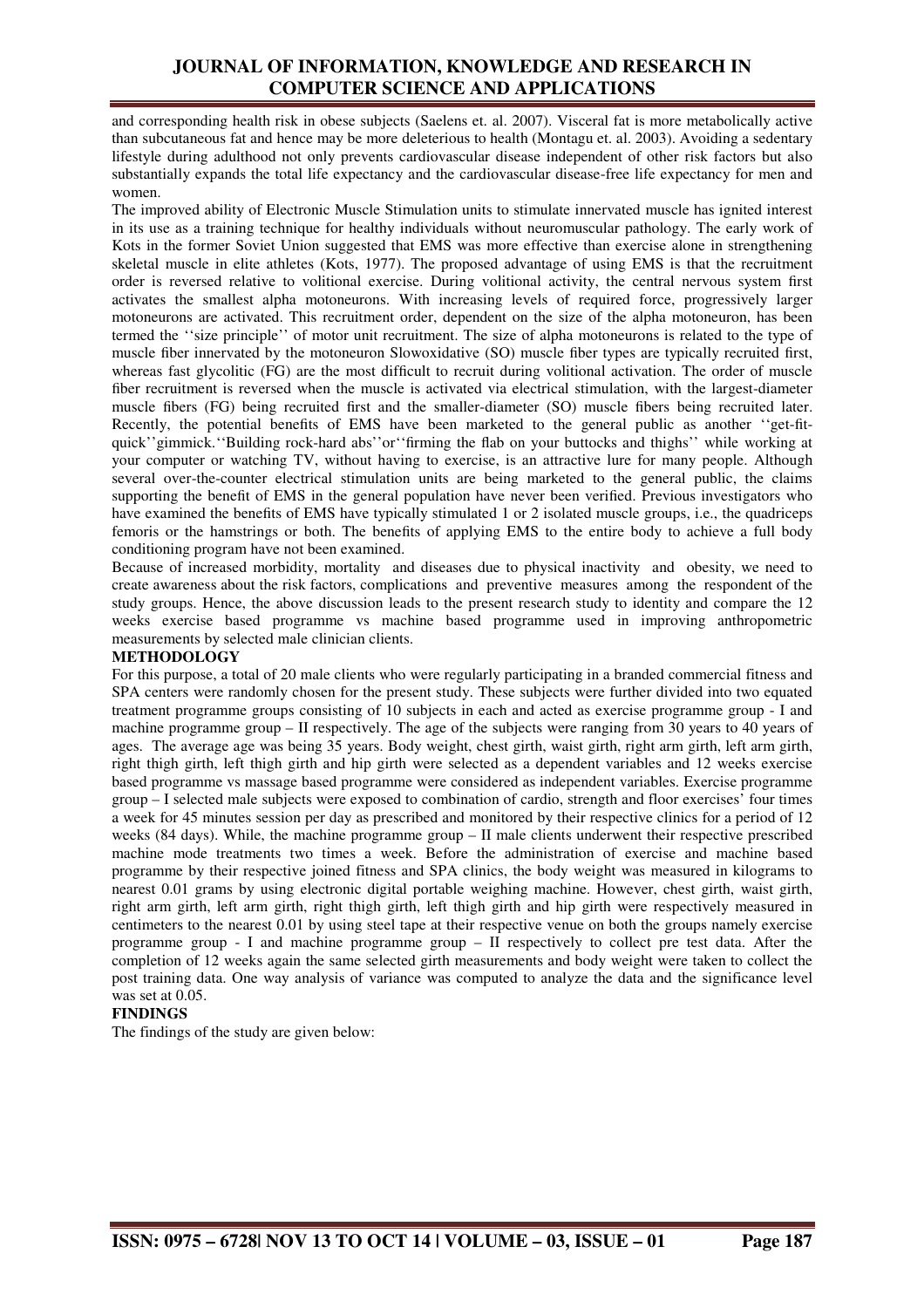and corresponding health risk in obese subjects (Saelens et. al. 2007). Visceral fat is more metabolically active than subcutaneous fat and hence may be more deleterious to health (Montagu et. al. 2003). Avoiding a sedentary lifestyle during adulthood not only prevents cardiovascular disease independent of other risk factors but also substantially expands the total life expectancy and the cardiovascular disease-free life expectancy for men and women.

The improved ability of Electronic Muscle Stimulation units to stimulate innervated muscle has ignited interest in its use as a training technique for healthy individuals without neuromuscular pathology. The early work of Kots in the former Soviet Union suggested that EMS was more effective than exercise alone in strengthening skeletal muscle in elite athletes (Kots, 1977). The proposed advantage of using EMS is that the recruitment order is reversed relative to volitional exercise. During volitional activity, the central nervous system first activates the smallest alpha motoneurons. With increasing levels of required force, progressively larger motoneurons are activated. This recruitment order, dependent on the size of the alpha motoneuron, has been termed the ''size principle'' of motor unit recruitment. The size of alpha motoneurons is related to the type of muscle fiber innervated by the motoneuron Slowoxidative (SO) muscle fiber types are typically recruited first, whereas fast glycolitic (FG) are the most difficult to recruit during volitional activation. The order of muscle fiber recruitment is reversed when the muscle is activated via electrical stimulation, with the largest-diameter muscle fibers (FG) being recruited first and the smaller-diameter (SO) muscle fibers being recruited later. Recently, the potential benefits of EMS have been marketed to the general public as another ''get-fit-quick''gimmick.''Building rock-hard abs''or''firming the flab on your buttocks and thighs'' while working at your computer or watching TV, without having to exercise, is an attractive lure for many people. Although several over-the-counter electrical stimulation units are being marketed to the general public, the claims supporting the benefit of EMS in the general population have never been verified. Previous investigators who have examined the benefits of EMS have typically stimulated 1 or 2 isolated muscle groups, i.e., the quadriceps femoris or the hamstrings or both. The benefits of applying EMS to the entire body to achieve a full body conditioning program have not been examined.

Because of increased morbidity, mortality and diseases due to physical inactivity and obesity, we need to create awareness about the risk factors, complications and preventive measures among the respondent of the study groups. Hence, the above discussion leads to the present research study to identity and compare the 12 weeks exercise based programme vs machine based programme used in improving anthropometric measurements by selected male clinician clients.

**METHODOLOGY**

For this purpose, a total of 20 male clients who were regularly participating in a branded commercial fitness and SPA centers were randomly chosen for the present study. These subjects were further divided into two equated treatment programme groups consisting of 10 subjects in each and acted as exercise programme group - I and machine programme group – II respectively. The age of the subjects were ranging from 30 years to 40 years of ages. The average age was being 35 years. Body weight, chest girth, waist girth, right arm girth, left arm girth, right thigh girth, left thigh girth and hip girth were selected as a dependent variables and 12 weeks exercise based programme vs massage based programme were considered as independent variables. Exercise programme group – I selected male subjects were exposed to combination of cardio, strength and floor exercises' four times a week for 45 minutes session per day as prescribed and monitored by their respective clinics for a period of 12 weeks (84 days). While, the machine programme group – II male clients underwent their respective prescribed machine mode treatments two times a week. Before the administration of exercise and machine based programme by their respective joined fitness and SPA clinics, the body weight was measured in kilograms to nearest 0.01 grams by using electronic digital portable weighing machine. However, chest girth, waist girth, right arm girth, left arm girth, right thigh girth, left thigh girth and hip girth were respectively measured in centimeters to the nearest 0.01 by using steel tape at their respective venue on both the groups namely exercise programme group - I and machine programme group – II respectively to collect pre test data. After the completion of 12 weeks again the same selected girth measurements and body weight were taken to collect the post training data. One way analysis of variance was computed to analyze the data and the significance level was set at 0.05.

**FINDINGS**

The findings of the study are given below: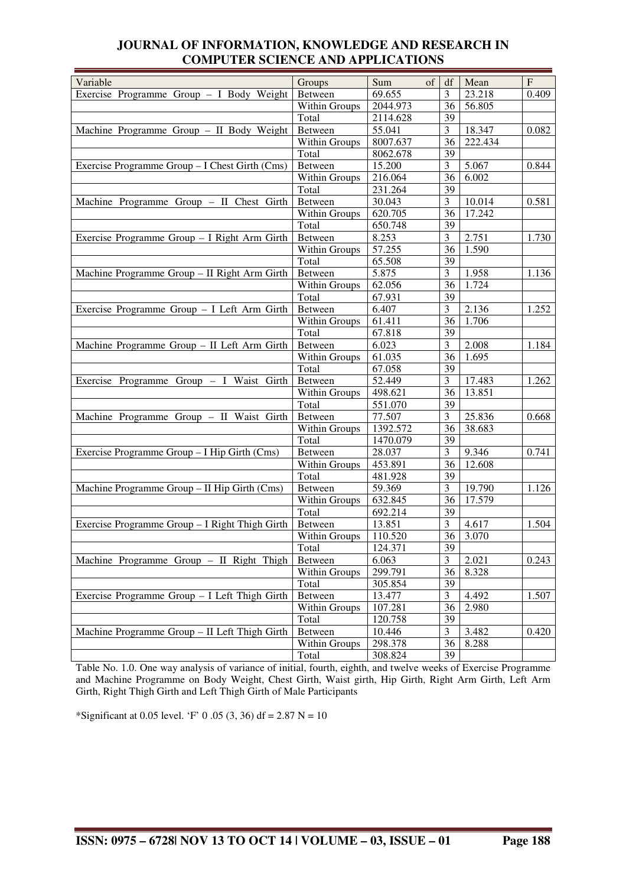| Variable | Groups | Sum of | df | Mean | F |
|---|---|---|---|---|---|
| Exercise Programme Group – I Body Weight | Between | 69.655 | 3 | 23.218 | 0.409 |
| | Within Groups | 2044.973 | 36 | 56.805 | |
| | Total | 2114.628 | 39 | | |
| Machine Programme Group – II Body Weight | Between | 55.041 | 3 | 18.347 | 0.082 |
| | Within Groups | 8007.637 | 36 | 222.434 | |
| | Total | 8062.678 | 39 | | |
| Exercise Programme Group – I Chest Girth (Cms) | Between | 15.200 | 3 | 5.067 | 0.844 |
| | Within Groups | 216.064 | 36 | 6.002 | |
| | Total | 231.264 | 39 | | |
| Machine Programme Group – II Chest Girth | Between | 30.043 | 3 | 10.014 | 0.581 |
| | Within Groups | 620.705 | 36 | 17.242 | |
| | Total | 650.748 | 39 | | |
| Exercise Programme Group – I Right Arm Girth | Between | 8.253 | 3 | 2.751 | 1.730 |
| | Within Groups | 57.255 | 36 | 1.590 | |
| | Total | 65.508 | 39 | | |
| Machine Programme Group – II Right Arm Girth | Between | 5.875 | 3 | 1.958 | 1.136 |
| | Within Groups | 62.056 | 36 | 1.724 | |
| | Total | 67.931 | 39 | | |
| Exercise Programme Group – I Left Arm Girth | Between | 6.407 | 3 | 2.136 | 1.252 |
| | Within Groups | 61.411 | 36 | 1.706 | |
| | Total | 67.818 | 39 | | |
| Machine Programme Group – II Left Arm Girth | Between | 6.023 | 3 | 2.008 | 1.184 |
| | Within Groups | 61.035 | 36 | 1.695 | |
| | Total | 67.058 | 39 | | |
| Exercise Programme Group – I Waist Girth | Between | 52.449 | 3 | 17.483 | 1.262 |
| | Within Groups | 498.621 | 36 | 13.851 | |
| | Total | 551.070 | 39 | | |
| Machine Programme Group – II Waist Girth | Between | 77.507 | 3 | 25.836 | 0.668 |
| | Within Groups | 1392.572 | 36 | 38.683 | |
| | Total | 1470.079 | 39 | | |
| Exercise Programme Group – I Hip Girth (Cms) | Between | 28.037 | 3 | 9.346 | 0.741 |
| | Within Groups | 453.891 | 36 | 12.608 | |
| | Total | 481.928 | 39 | | |
| Machine Programme Group – II Hip Girth (Cms) | Between | 59.369 | 3 | 19.790 | 1.126 |
| | Within Groups | 632.845 | 36 | 17.579 | |
| | Total | 692.214 | 39 | | |
| Exercise Programme Group – I Right Thigh Girth | Between | 13.851 | 3 | 4.617 | 1.504 |
| | Within Groups | 110.520 | 36 | 3.070 | |
| | Total | 124.371 | 39 | | |
| Machine Programme Group – II Right Thigh | Between | 6.063 | 3 | 2.021 | 0.243 |
| | Within Groups | 299.791 | 36 | 8.328 | |
| | Total | 305.854 | 39 | | |
| Exercise Programme Group – I Left Thigh Girth | Between | 13.477 | 3 | 4.492 | 1.507 |
| | Within Groups | 107.281 | 36 | 2.980 | |
| | Total | 120.758 | 39 | | |
| Machine Programme Group – II Left Thigh Girth | Between | 10.446 | 3 | 3.482 | 0.420 |
| | Within Groups | 298.378 | 36 | 8.288 | |
| | Total | 308.824 | 39 | | |

Table No. 1.0. One way analysis of variance of initial, fourth, eighth, and twelve weeks of Exercise Programme and Machine Programme on Body Weight, Chest Girth, Waist girth, Hip Girth, Right Arm Girth, Left Arm Girth, Right Thigh Girth and Left Thigh Girth of Male Participants

*Significant at 0.05 level. 'F' 0 .05 (3, 36) df = 2.87 N = 10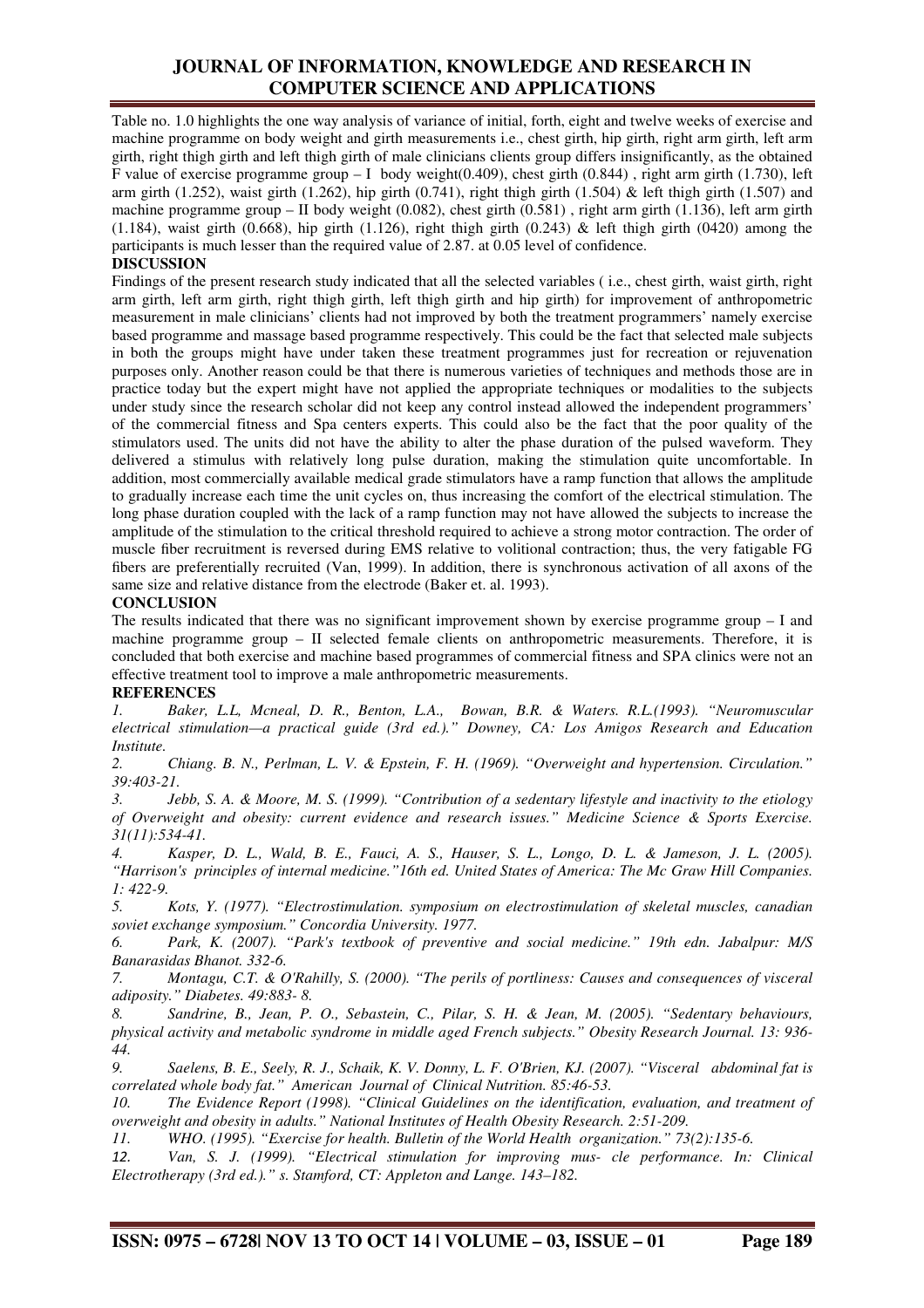Table no. 1.0 highlights the one way analysis of variance of initial, forth, eight and twelve weeks of exercise and machine programme on body weight and girth measurements i.e., chest girth, hip girth, right arm girth, left arm girth, right thigh girth and left thigh girth of male clinicians clients group differs insignificantly, as the obtained F value of exercise programme group – I body weight(0.409), chest girth (0.844) , right arm girth (1.730), left arm girth (1.252), waist girth (1.262), hip girth (0.741), right thigh girth (1.504) & left thigh girth (1.507) and machine programme group – II body weight (0.082), chest girth (0.581) , right arm girth (1.136), left arm girth (1.184), waist girth (0.668), hip girth (1.126), right thigh girth (0.243) & left thigh girth (0420) among the participants is much lesser than the required value of 2.87. at 0.05 level of confidence.

## DISCUSSION

Findings of the present research study indicated that all the selected variables ( i.e., chest girth, waist girth, right arm girth, left arm girth, right thigh girth, left thigh girth and hip girth) for improvement of anthropometric measurement in male clinicians' clients had not improved by both the treatment programmers' namely exercise based programme and massage based programme respectively. This could be the fact that selected male subjects in both the groups might have under taken these treatment programmes just for recreation or rejuvenation purposes only. Another reason could be that there is numerous varieties of techniques and methods those are in practice today but the expert might have not applied the appropriate techniques or modalities to the subjects under study since the research scholar did not keep any control instead allowed the independent programmers' of the commercial fitness and Spa centers experts. This could also be the fact that the poor quality of the stimulators used. The units did not have the ability to alter the phase duration of the pulsed waveform. They delivered a stimulus with relatively long pulse duration, making the stimulation quite uncomfortable. In addition, most commercially available medical grade stimulators have a ramp function that allows the amplitude to gradually increase each time the unit cycles on, thus increasing the comfort of the electrical stimulation. The long phase duration coupled with the lack of a ramp function may not have allowed the subjects to increase the amplitude of the stimulation to the critical threshold required to achieve a strong motor contraction. The order of muscle fiber recruitment is reversed during EMS relative to volitional contraction; thus, the very fatigable FG fibers are preferentially recruited (Van, 1999). In addition, there is synchronous activation of all axons of the same size and relative distance from the electrode (Baker et. al. 1993).

## CONCLUSION

The results indicated that there was no significant improvement shown by exercise programme group – I and machine programme group – II selected female clients on anthropometric measurements. Therefore, it is concluded that both exercise and machine based programmes of commercial fitness and SPA clinics were not an effective treatment tool to improve a male anthropometric measurements.

## REFERENCES

1. *Baker, L.L, Mcneal, D. R., Benton, L.A., Bowan, B.R. & Waters. R.L.(1993). "Neuromuscular electrical stimulation—a practical guide (3rd ed.)." Downey, CA: Los Amigos Research and Education Institute.*
2. *Chiang. B. N., Perlman, L. V. & Epstein, F. H. (1969). "Overweight and hypertension. Circulation." 39:403-21.*
3. *Jebb, S. A. & Moore, M. S. (1999). "Contribution of a sedentary lifestyle and inactivity to the etiology of Overweight and obesity: current evidence and research issues." Medicine Science & Sports Exercise. 31(11):534-41.*
4. *Kasper, D. L., Wald, B. E., Fauci, A. S., Hauser, S. L., Longo, D. L. & Jameson, J. L. (2005). "Harrison's principles of internal medicine."16th ed. United States of America: The Mc Graw Hill Companies. 1: 422-9.*
5. *Kots, Y. (1977). "Electrostimulation. symposium on electrostimulation of skeletal muscles, canadian soviet exchange symposium." Concordia University. 1977.*
6. *Park, K. (2007). "Park's textbook of preventive and social medicine." 19th edn. Jabalpur: M/S Banarasidas Bhanot. 332-6.*
7. *Montagu, C.T. & O'Rahilly, S. (2000). "The perils of portliness: Causes and consequences of visceral adiposity." Diabetes. 49:883- 8.*
8. *Sandrine, B., Jean, P. O., Sebastein, C., Pilar, S. H. & Jean, M. (2005). "Sedentary behaviours, physical activity and metabolic syndrome in middle aged French subjects." Obesity Research Journal. 13: 936-44.*
9. *Saelens, B. E., Seely, R. J., Schaik, K. V. Donny, L. F. O'Brien, KJ. (2007). "Visceral abdominal fat is correlated whole body fat." American Journal of Clinical Nutrition. 85:46-53.*
10. *The Evidence Report (1998). "Clinical Guidelines on the identification, evaluation, and treatment of overweight and obesity in adults." National Institutes of Health Obesity Research. 2:51-209.*
11. *WHO. (1995). "Exercise for health. Bulletin of the World Health organization." 73(2):135-6.*
12. *Van, S. J. (1999). "Electrical stimulation for improving mus- cle performance. In: Clinical Electrotherapy (3rd ed.)." s. Stamford, CT: Appleton and Lange. 143–182.*